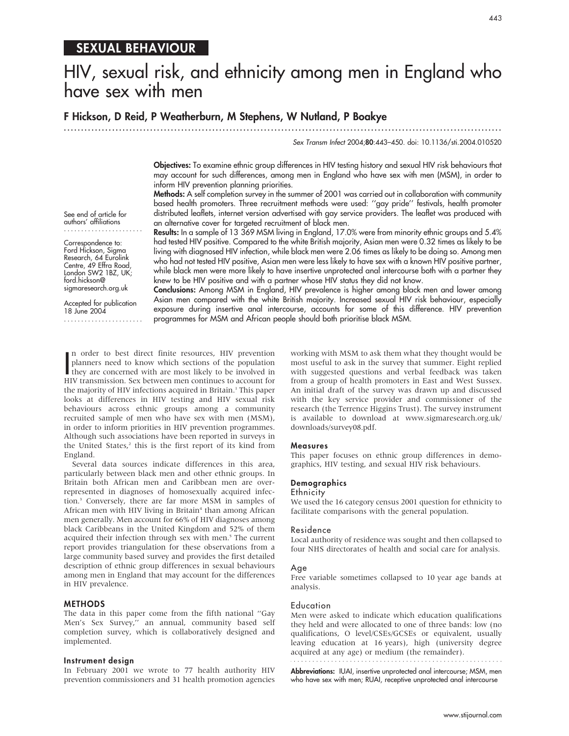**SEXUAL BEHAVIOUR**

# HIV, sexual risk, and ethnicity among men in England who have sex with men

**F Hickson, D Reid, P Weatherburn, M Stephens, W Nutland, P Boakye**

*Sex Transm Infect* 2004;**80**:443–450. doi: 10.1136/sti.2004.010520

**Objectives:** To examine ethnic group differences in HIV testing history and sexual HIV risk behaviours that may account for such differences, among men in England who have sex with men (MSM), in order to inform HIV prevention planning priorities.

**Methods:** A self completion survey in the summer of 2001 was carried out in collaboration with community based health promoters. Three recruitment methods were used: ''gay pride'' festivals, health promoter distributed leaflets, internet version advertised with gay service providers. The leaflet was produced with an alternative cover for targeted recruitment of black men.

**Results:** In a sample of 13 369 MSM living in England, 17.0% were from minority ethnic groups and 5.4% had tested HIV positive. Compared to the white British majority, Asian men were 0.32 times as likely to be living with diagnosed HIV infection, while black men were 2.06 times as likely to be doing so. Among men who had not tested HIV positive, Asian men were less likely to have sex with a known HIV positive partner, while black men were more likely to have insertive unprotected anal intercourse both with a partner they knew to be HIV positive and with a partner whose HIV status they did not know.

**Conclusions:** Among MSM in England, HIV prevalence is higher among black men and lower among Asian men compared with the white British majority. Increased sexual HIV risk behaviour, especially exposure during insertive anal intercourse, accounts for some of this difference. HIV prevention programmes for MSM and African people should both prioritise black MSM.

See end of article for authors' affiliations

Correspondence to: Ford Hickson, Sigma Research, 64 Eurolink Centre, 49 Effra Road, London SW2 1BZ, UK; ford.hickson@sigmaresearch.org.uk

Accepted for publication 18 June 2004

In order to best direct finite resources, HIV prevention planners need to know which sections of the population they are concerned with are most likely to be involved in HIV transmission. Sex between men continues to account for the majority of HIV infections acquired in Britain.[1] This paper looks at differences in HIV testing and HIV sexual risk behaviours across ethnic groups among a community recruited sample of men who have sex with men (MSM), in order to inform priorities in HIV prevention programmes. Although such associations have been reported in surveys in the United States,[2] this is the first report of its kind from England.

Several data sources indicate differences in this area, particularly between black men and other ethnic groups. In Britain both African men and Caribbean men are over-represented in diagnoses of homosexually acquired infection.[3] Conversely, there are far more MSM in samples of African men with HIV living in Britain[4] than among African men generally. Men account for 66% of HIV diagnoses among black Caribbeans in the United Kingdom and 52% of them acquired their infection through sex with men.[5] The current report provides triangulation for these observations from a large community based survey and provides the first detailed description of ethnic group differences in sexual behaviours among men in England that may account for the differences in HIV prevalence.

## METHODS

The data in this paper come from the fifth national ''Gay Men's Sex Survey,'' an annual, community based self completion survey, which is collaboratively designed and implemented.

### Instrument design

In February 2001 we wrote to 77 health authority HIV prevention commissioners and 31 health promotion agencies working with MSM to ask them what they thought would be most useful to ask in the survey that summer. Eight replied with suggested questions and verbal feedback was taken from a group of health promoters in East and West Sussex. An initial draft of the survey was drawn up and discussed with the key service provider and commissioner of the research (the Terrence Higgins Trust). The survey instrument is available to download at www.sigmaresearch.org.uk/downloads/survey08.pdf.

### Measures

This paper focuses on ethnic group differences in demographics, HIV testing, and sexual HIV risk behaviours.

### Demographics

#### Ethnicity

We used the 16 category census 2001 question for ethnicity to facilitate comparisons with the general population.

#### Residence

Local authority of residence was sought and then collapsed to four NHS directorates of health and social care for analysis.

#### Age

Free variable sometimes collapsed to 10 year age bands at analysis.

#### Education

Men were asked to indicate which education qualifications they held and were allocated to one of three bands: low (no qualifications, O level/CSEs/GCSEs or equivalent, usually leaving education at 16 years), high (university degree acquired at any age) or medium (the remainder).

**Abbreviations:** IUAI, insertive unprotected anal intercourse; MSM, men who have sex with men; RUAI, receptive unprotected anal intercourse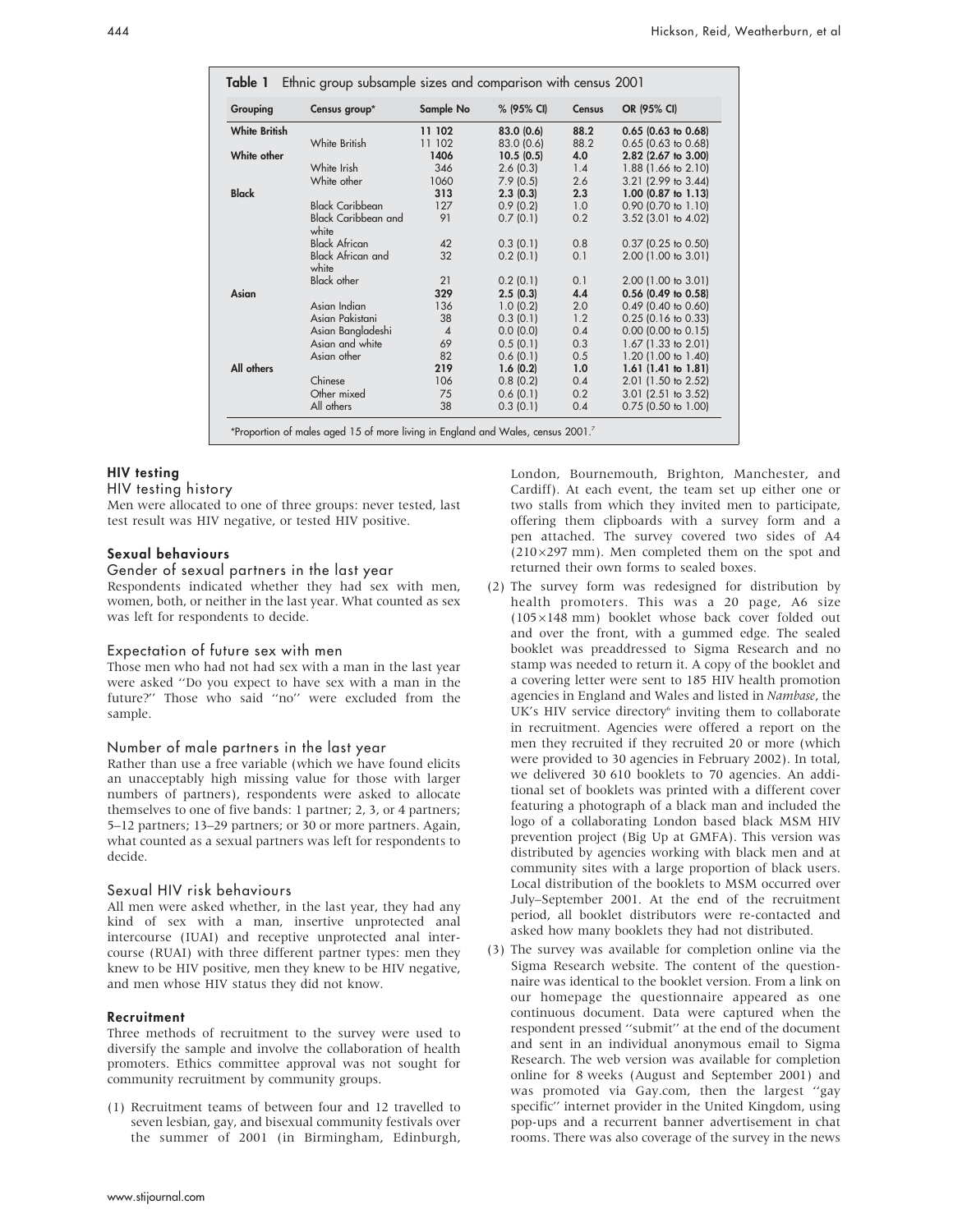**Table 1** Ethnic group subsample sizes and comparison with census 2001

| Grouping | Census group* | Sample No | % (95% CI) | Census | OR (95% CI) |
|---|---|---|---|---|---|
| **White British** | | **11 102** | **83.0 (0.6)** | **88.2** | **0.65 (0.63 to 0.68)** |
| | White British | 11 102 | 83.0 (0.6) | 88.2 | 0.65 (0.63 to 0.68) |
| **White other** | | **1406** | **10.5 (0.5)** | **4.0** | **2.82 (2.67 to 3.00)** |
| | White Irish | 346 | 2.6 (0.3) | 1.4 | 1.88 (1.66 to 2.10) |
| | White other | 1060 | 7.9 (0.5) | 2.6 | 3.21 (2.99 to 3.44) |
| **Black** | | **313** | **2.3 (0.3)** | **2.3** | **1.00 (0.87 to 1.13)** |
| | Black Caribbean | 127 | 0.9 (0.2) | 1.0 | 0.90 (0.70 to 1.10) |
| | Black Caribbean and white | 91 | 0.7 (0.1) | 0.2 | 3.52 (3.01 to 4.02) |
| | Black African | 42 | 0.3 (0.1) | 0.8 | 0.37 (0.25 to 0.50) |
| | Black African and white | 32 | 0.2 (0.1) | 0.1 | 2.00 (1.00 to 3.01) |
| | Black other | 21 | 0.2 (0.1) | 0.1 | 2.00 (1.00 to 3.01) |
| **Asian** | | **329** | **2.5 (0.3)** | **4.4** | **0.56 (0.49 to 0.58)** |
| | Asian Indian | 136 | 1.0 (0.2) | 2.0 | 0.49 (0.40 to 0.60) |
| | Asian Pakistani | 38 | 0.3 (0.1) | 1.2 | 0.25 (0.16 to 0.33) |
| | Asian Bangladeshi | 4 | 0.0 (0.0) | 0.4 | 0.00 (0.00 to 0.15) |
| | Asian and white | 69 | 0.5 (0.1) | 0.3 | 1.67 (1.33 to 2.01) |
| | Asian other | 82 | 0.6 (0.1) | 0.5 | 1.20 (1.00 to 1.40) |
| **All others** | | **219** | **1.6 (0.2)** | **1.0** | **1.61 (1.41 to 1.81)** |
| | Chinese | 106 | 0.8 (0.2) | 0.4 | 2.01 (1.50 to 2.52) |
| | Other mixed | 75 | 0.6 (0.1) | 0.2 | 3.01 (2.51 to 3.52) |
| | All others | 38 | 0.3 (0.1) | 0.4 | 0.75 (0.50 to 1.00) |

*Proportion of males aged 15 of more living in England and Wales, census 2001.[7]

### HIV testing

#### HIV testing history

Men were allocated to one of three groups: never tested, last test result was HIV negative, or tested HIV positive.

### Sexual behaviours

#### Gender of sexual partners in the last year

Respondents indicated whether they had sex with men, women, both, or neither in the last year. What counted as sex was left for respondents to decide.

#### Expectation of future sex with men

Those men who had not had sex with a man in the last year were asked "Do you expect to have sex with a man in the future?" Those who said "no" were excluded from the sample.

#### Number of male partners in the last year

Rather than use a free variable (which we have found elicits an unacceptably high missing value for those with larger numbers of partners), respondents were asked to allocate themselves to one of five bands: 1 partner; 2, 3, or 4 partners; 5–12 partners; 13–29 partners; or 30 or more partners. Again, what counted as a sexual partners was left for respondents to decide.

#### Sexual HIV risk behaviours

All men were asked whether, in the last year, they had any kind of sex with a man, insertive unprotected anal intercourse (IUAI) and receptive unprotected anal intercourse (RUAI) with three different partner types: men they knew to be HIV positive, men they knew to be HIV negative, and men whose HIV status they did not know.

### Recruitment

Three methods of recruitment to the survey were used to diversify the sample and involve the collaboration of health promoters. Ethics committee approval was not sought for community recruitment by community groups.

(1) Recruitment teams of between four and 12 travelled to seven lesbian, gay, and bisexual community festivals over the summer of 2001 (in Birmingham, Edinburgh, London, Bournemouth, Brighton, Manchester, and Cardiff). At each event, the team set up either one or two stalls from which they invited men to participate, offering them clipboards with a survey form and a pen attached. The survey covered two sides of A4 (210×297 mm). Men completed them on the spot and returned their own forms to sealed boxes.

(2) The survey form was redesigned for distribution by health promoters. This was a 20 page, A6 size (105×148 mm) booklet whose back cover folded out and over the front, with a gummed edge. The sealed booklet was preaddressed to Sigma Research and no stamp was needed to return it. A copy of the booklet and a covering letter were sent to 185 HIV health promotion agencies in England and Wales and listed in *Nambase*, the UK's HIV service directory[6] inviting them to collaborate in recruitment. Agencies were offered a report on the men they recruited if they recruited 20 or more (which were provided to 30 agencies in February 2002). In total, we delivered 30 610 booklets to 70 agencies. An additional set of booklets was printed with a different cover featuring a photograph of a black man and included the logo of a collaborating London based black MSM HIV prevention project (Big Up at GMFA). This version was distributed by agencies working with black men and at community sites with a large proportion of black users. Local distribution of the booklets to MSM occurred over July–September 2001. At the end of the recruitment period, all booklet distributors were re-contacted and asked how many booklets they had not distributed.

(3) The survey was available for completion online via the Sigma Research website. The content of the questionnaire was identical to the booklet version. From a link on our homepage the questionnaire appeared as one continuous document. Data were captured when the respondent pressed "submit" at the end of the document and sent in an individual anonymous email to Sigma Research. The web version was available for completion online for 8 weeks (August and September 2001) and was promoted via Gay.com, then the largest "gay specific" internet provider in the United Kingdom, using pop-ups and a recurrent banner advertisement in chat rooms. There was also coverage of the survey in the news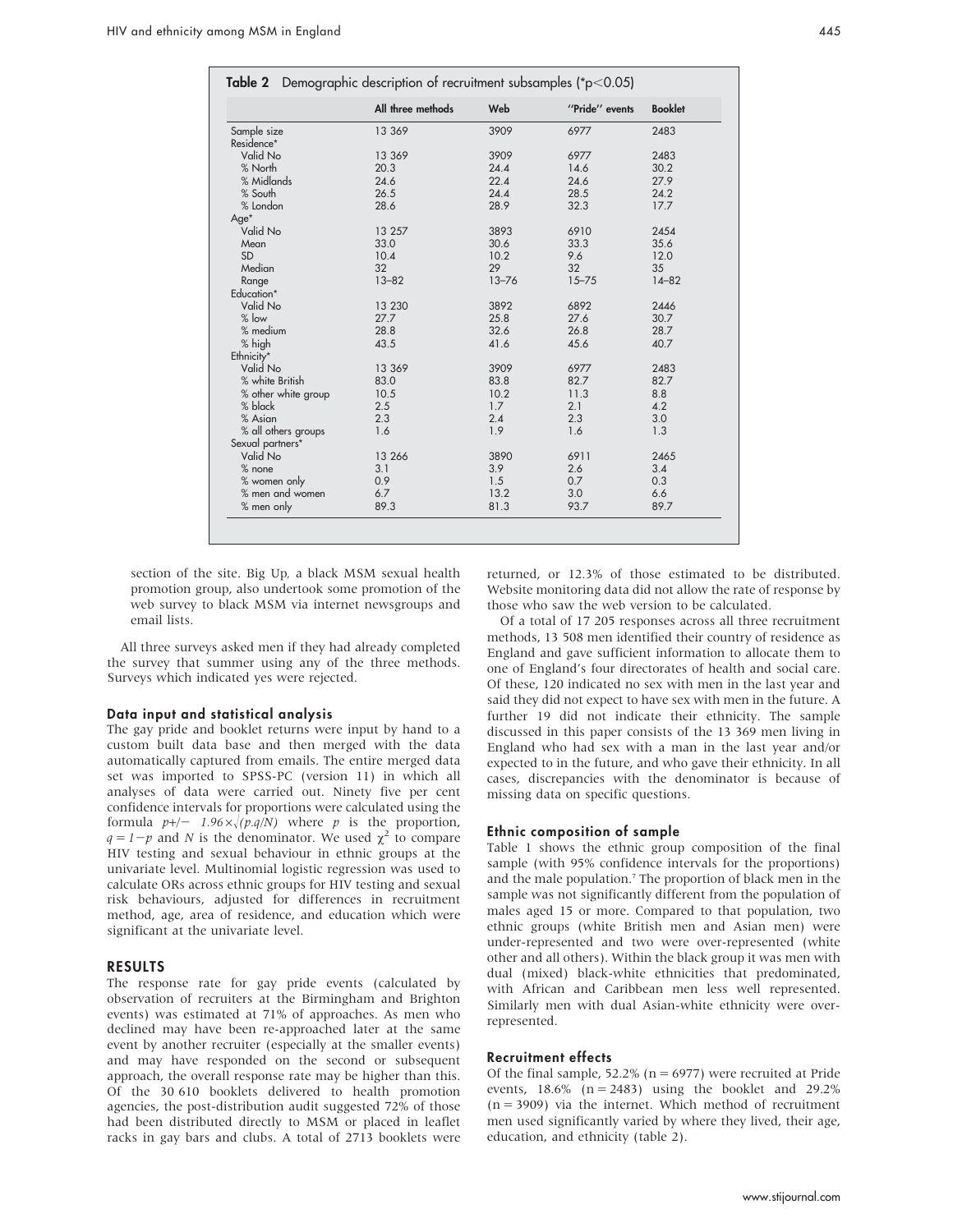**Table 2** Demographic description of recruitment subsamples (*p<0.05)

| | All three methods | Web | "Pride" events | Booklet |
|---|---|---|---|---|
| Sample size | 13 369 | 3909 | 6977 | 2483 |
| Residence* | | | | |
| Valid No | 13 369 | 3909 | 6977 | 2483 |
| % North | 20.3 | 24.4 | 14.6 | 30.2 |
| % Midlands | 24.6 | 22.4 | 24.6 | 27.9 |
| % South | 26.5 | 24.4 | 28.5 | 24.2 |
| % London | 28.6 | 28.9 | 32.3 | 17.7 |
| Age* | | | | |
| Valid No | 13 257 | 3893 | 6910 | 2454 |
| Mean | 33.0 | 30.6 | 33.3 | 35.6 |
| SD | 10.4 | 10.2 | 9.6 | 12.0 |
| Median | 32 | 29 | 32 | 35 |
| Range | 13–82 | 13–76 | 15–75 | 14–82 |
| Education* | | | | |
| Valid No | 13 230 | 3892 | 6892 | 2446 |
| % low | 27.7 | 25.8 | 27.6 | 30.7 |
| % medium | 28.8 | 32.6 | 26.8 | 28.7 |
| % high | 43.5 | 41.6 | 45.6 | 40.7 |
| Ethnicity* | | | | |
| Valid No | 13 369 | 3909 | 6977 | 2483 |
| % white British | 83.0 | 83.8 | 82.7 | 82.7 |
| % other white group | 10.5 | 10.2 | 11.3 | 8.8 |
| % black | 2.5 | 1.7 | 2.1 | 4.2 |
| % Asian | 2.3 | 2.4 | 2.3 | 3.0 |
| % all others groups | 1.6 | 1.9 | 1.6 | 1.3 |
| Sexual partners* | | | | |
| Valid No | 13 266 | 3890 | 6911 | 2465 |
| % none | 3.1 | 3.9 | 2.6 | 3.4 |
| % women only | 0.9 | 1.5 | 0.7 | 0.3 |
| % men and women | 6.7 | 13.2 | 3.0 | 6.6 |
| % men only | 89.3 | 81.3 | 93.7 | 89.7 |

section of the site. Big Up, a black MSM sexual health promotion group, also undertook some promotion of the web survey to black MSM via internet newsgroups and email lists.

All three surveys asked men if they had already completed the survey that summer using any of the three methods. Surveys which indicated yes were rejected.

### Data input and statistical analysis

The gay pride and booklet returns were input by hand to a custom built data base and then merged with the data automatically captured from emails. The entire merged data set was imported to SPSS-PC (version 11) in which all analyses of data were carried out. Ninety five per cent confidence intervals for proportions were calculated using the formula $p +/- 1.96 \times \sqrt{(p.q/N)}$ where $p$ is the proportion, $q = 1-p$ and $N$ is the denominator. We used $\chi^2$ to compare HIV testing and sexual behaviour in ethnic groups at the univariate level. Multinomial logistic regression was used to calculate ORs across ethnic groups for HIV testing and sexual risk behaviours, adjusted for differences in recruitment method, age, area of residence, and education which were significant at the univariate level.

## RESULTS

The response rate for gay pride events (calculated by observation of recruiters at the Birmingham and Brighton events) was estimated at 71% of approaches. As men who declined may have been re-approached later at the same event by another recruiter (especially at the smaller events) and may have responded on the second or subsequent approach, the overall response rate may be higher than this. Of the 30 610 booklets delivered to health promotion agencies, the post-distribution audit suggested 72% of those had been distributed directly to MSM or placed in leaflet racks in gay bars and clubs. A total of 2713 booklets were returned, or 12.3% of those estimated to be distributed. Website monitoring data did not allow the rate of response by those who saw the web version to be calculated.

Of a total of 17 205 responses across all three recruitment methods, 13 508 men identified their country of residence as England and gave sufficient information to allocate them to one of England's four directorates of health and social care. Of these, 120 indicated no sex with men in the last year and said they did not expect to have sex with men in the future. A further 19 did not indicate their ethnicity. The sample discussed in this paper consists of the 13 369 men living in England who had sex with a man in the last year and/or expected to in the future, and who gave their ethnicity. In all cases, discrepancies with the denominator is because of missing data on specific questions.

### Ethnic composition of sample

Table 1 shows the ethnic group composition of the final sample (with 95% confidence intervals for the proportions) and the male population.[7] The proportion of black men in the sample was not significantly different from the population of males aged 15 or more. Compared to that population, two ethnic groups (white British men and Asian men) were under-represented and two were over-represented (white other and all others). Within the black group it was men with dual (mixed) black-white ethnicities that predominated, with African and Caribbean men less well represented. Similarly men with dual Asian-white ethnicity were over-represented.

### Recruitment effects

Of the final sample, 52.2% (n = 6977) were recruited at Pride events, 18.6% (n = 2483) using the booklet and 29.2% (n = 3909) via the internet. Which method of recruitment men used significantly varied by where they lived, their age, education, and ethnicity (table 2).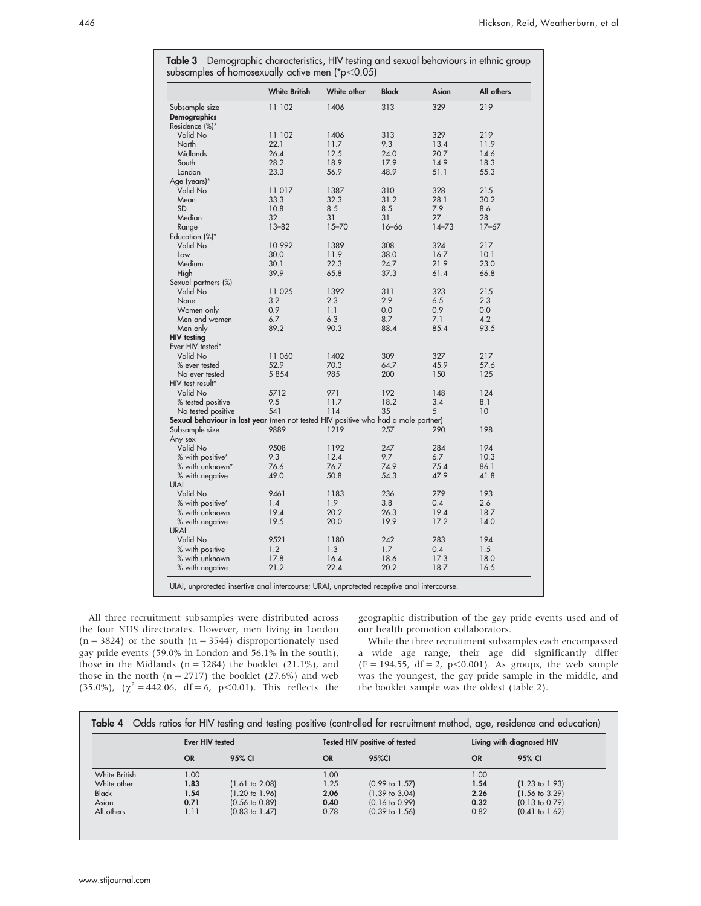**Table 3** Demographic characteristics, HIV testing and sexual behaviours in ethnic group subsamples of homosexually active men (*p<0.05)

| | White British | White other | Black | Asian | All others |
|---|---|---|---|---|---|
| Subsample size | 11 102 | 1406 | 313 | 329 | 219 |
| **Demographics** | | | | | |
| Residence (%)* | | | | | |
| Valid No | 11 102 | 1406 | 313 | 329 | 219 |
| North | 22.1 | 11.7 | 9.3 | 13.4 | 11.9 |
| Midlands | 26.4 | 12.5 | 24.0 | 20.7 | 14.6 |
| South | 28.2 | 18.9 | 17.9 | 14.9 | 18.3 |
| London | 23.3 | 56.9 | 48.9 | 51.1 | 55.3 |
| Age (years)* | | | | | |
| Valid No | 11 017 | 1387 | 310 | 328 | 215 |
| Mean | 33.3 | 32.3 | 31.2 | 28.1 | 30.2 |
| SD | 10.8 | 8.5 | 8.5 | 7.9 | 8.6 |
| Median | 32 | 31 | 31 | 27 | 28 |
| Range | 13–82 | 15–70 | 16–66 | 14–73 | 17–67 |
| Education (%)* | | | | | |
| Valid No | 10 992 | 1389 | 308 | 324 | 217 |
| Low | 30.0 | 11.9 | 38.0 | 16.7 | 10.1 |
| Medium | 30.1 | 22.3 | 24.7 | 21.9 | 23.0 |
| High | 39.9 | 65.8 | 37.3 | 61.4 | 66.8 |
| Sexual partners (%) | | | | | |
| Valid No | 11 025 | 1392 | 311 | 323 | 215 |
| None | 3.2 | 2.3 | 2.9 | 6.5 | 2.3 |
| Women only | 0.9 | 1.1 | 0.0 | 0.9 | 0.0 |
| Men and women | 6.7 | 6.3 | 8.7 | 7.1 | 4.2 |
| Men only | 89.2 | 90.3 | 88.4 | 85.4 | 93.5 |
| **HIV testing** | | | | | |
| Ever HIV tested* | | | | | |
| Valid No | 11 060 | 1402 | 309 | 327 | 217 |
| % ever tested | 52.9 | 70.3 | 64.7 | 45.9 | 57.6 |
| No ever tested | 5 854 | 985 | 200 | 150 | 125 |
| HIV test result* | | | | | |
| Valid No | 5712 | 971 | 192 | 148 | 124 |
| % tested positive | 9.5 | 11.7 | 18.2 | 3.4 | 8.1 |
| No tested positive | 541 | 114 | 35 | 5 | 10 |
| **Sexual behaviour in last year** (men not tested HIV positive who had a male partner) | | | | | |
| Subsample size | 9889 | 1219 | 257 | 290 | 198 |
| Any sex | | | | | |
| Valid No | 9508 | 1192 | 247 | 284 | 194 |
| % with positive* | 9.3 | 12.4 | 9.7 | 6.7 | 10.3 |
| % with unknown* | 76.6 | 76.7 | 74.9 | 75.4 | 86.1 |
| % with negative | 49.0 | 50.8 | 54.3 | 47.9 | 41.8 |
| UIAI | | | | | |
| Valid No | 9461 | 1183 | 236 | 279 | 193 |
| % with positive* | 1.4 | 1.9 | 3.8 | 0.4 | 2.6 |
| % with unknown | 19.4 | 20.2 | 26.3 | 19.4 | 18.7 |
| % with negative | 19.5 | 20.0 | 19.9 | 17.2 | 14.0 |
| URAI | | | | | |
| Valid No | 9521 | 1180 | 242 | 283 | 194 |
| % with positive | 1.2 | 1.3 | 1.7 | 0.4 | 1.5 |
| % with unknown | 17.8 | 16.4 | 18.6 | 17.3 | 18.0 |
| % with negative | 21.2 | 22.4 | 20.2 | 18.7 | 16.5 |

UIAI, unprotected insertive anal intercourse; URAI, unprotected receptive anal intercourse.

All three recruitment subsamples were distributed across the four NHS directorates. However, men living in London (n = 3824) or the south (n = 3544) disproportionately used gay pride events (59.0% in London and 56.1% in the south), those in the Midlands (n = 3284) the booklet (21.1%), and those in the north (n = 2717) the booklet (27.6%) and web (35.0%), ($\chi^2 = 442.06$, df = 6, p<0.01). This reflects the geographic distribution of the gay pride events used and of our health promotion collaborators.

While the three recruitment subsamples each encompassed a wide age range, their age did significantly differ (F = 194.55, df = 2, p<0.001). As groups, the web sample was the youngest, the gay pride sample in the middle, and the booklet sample was the oldest (table 2).

**Table 4** Odds ratios for HIV testing and testing positive (controlled for recruitment method, age, residence and education)

| | Ever HIV tested | | Tested HIV positive of tested | | Living with diagnosed HIV | |
|---|---|---|---|---|---|---|
| | OR | 95% CI | OR | 95%CI | OR | 95% CI |
| White British | 1.00 | | 1.00 | | 1.00 | |
| White other | **1.83** | (1.61 to 2.08) | 1.25 | (0.99 to 1.57) | **1.54** | (1.23 to 1.93) |
| Black | **1.54** | (1.20 to 1.96) | **2.06** | (1.39 to 3.04) | **2.26** | (1.56 to 3.29) |
| Asian | **0.71** | (0.56 to 0.89) | **0.40** | (0.16 to 0.99) | **0.32** | (0.13 to 0.79) |
| All others | 1.11 | (0.83 to 1.47) | 0.78 | (0.39 to 1.56) | 0.82 | (0.41 to 1.62) |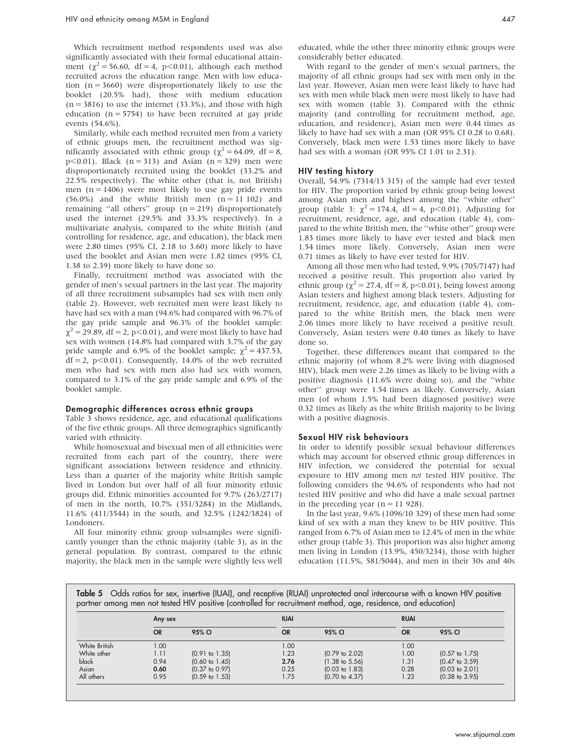Which recruitment method respondents used was also significantly associated with their formal educational attainment ($\chi^2 = 56.60$, df = 4, $p<0.01$), although each method recruited across the education range. Men with low education (n = 3660) were disproportionately likely to use the booklet (20.5% had), those with medium education (n = 3816) to use the internet (33.3%), and those with high education (n = 5754) to have been recruited at gay pride events (54.6%).

Similarly, while each method recruited men from a variety of ethnic groups men, the recruitment method was significantly associated with ethnic group ($\chi^2 = 64.09$, df = 8, $p<0.01$). Black (n = 313) and Asian (n = 329) men were disproportionately recruited using the booklet (33.2% and 22.5% respectively). The white other (that is, not British) men (n = 1406) were most likely to use gay pride events (56.0%) and the white British men (n = 11 102) and remaining "all others" group (n = 219) disproportionately used the internet (29.5% and 33.3% respectively). In a multivariate analysis, compared to the white British (and controlling for residence, age, and education), the black men were 2.80 times (95% CI, 2.18 to 3.60) more likely to have used the booklet and Asian men were 1.82 times (95% CI, 1.38 to 2.39) more likely to have done so.

Finally, recruitment method was associated with the gender of men's sexual partners in the last year. The majority of all three recruitment subsamples had sex with men only (table 2). However, web recruited men were least likely to have had sex with a man (94.6% had compared with 96.7% of the gay pride sample and 96.3% of the booklet sample: $\chi^2 = 29.89$, df = 2, $p<0.01$), and were most likely to have had sex with women (14.8% had compared with 3.7% of the gay pride sample and 6.9% of the booklet sample; $\chi^2 = 437.53$, df = 2, $p<0.01$). Consequently, 14.0% of the web recruited men who had sex with men also had sex with women, compared to 3.1% of the gay pride sample and 6.9% of the booklet sample.

### Demographic differences across ethnic groups

Table 3 shows residence, age, and educational qualifications of the five ethnic groups. All three demographics significantly varied with ethnicity.

While homosexual and bisexual men of all ethnicities were recruited from each part of the country, there were significant associations between residence and ethnicity. Less than a quarter of the majority white British sample lived in London but over half of all four minority ethnic groups did. Ethnic minorities accounted for 9.7% (263/2717) of men in the north, 10.7% (351/3284) in the Midlands, 11.6% (411/3544) in the south, and 32.5% (1242/3824) of Londoners.

All four minority ethnic group subsamples were significantly younger than the ethnic majority (table 3), as in the general population. By contrast, compared to the ethnic majority, the black men in the sample were slightly less well educated, while the other three minority ethnic groups were considerably better educated.

With regard to the gender of men's sexual partners, the majority of all ethnic groups had sex with men only in the last year. However, Asian men were least likely to have had sex with men while black men were most likely to have had sex with women (table 3). Compared with the ethnic majority (and controlling for recruitment method, age, education, and residence), Asian men were 0.44 times as likely to have had sex with a man (OR 95% CI 0.28 to 0.68). Conversely, black men were 1.53 times more likely to have had sex with a woman (OR 95% CI 1.01 to 2.31).

### HIV testing history

Overall, 54.9% (7314/13 315) of the sample had ever tested for HIV. The proportion varied by ethnic group being lowest among Asian men and highest among the "white other" group (table 3: $\chi^2 = 174.4$, df = 4, $p<0.01$). Adjusting for recruitment, residence, age, and education (table 4), compared to the white British men, the "white other" group were 1.83 times more likely to have ever tested and black men 1.54 times more likely. Conversely, Asian men were 0.71 times as likely to have ever tested for HIV.

Among all those men who had tested, 9.9% (705/7147) had received a positive result. This proportion also varied by ethnic group ($\chi^2 = 27.4$, df = 8, $p<0.01$), being lowest among Asian testers and highest among black testers. Adjusting for recruitment, residence, age, and education (table 4), compared to the white British men, the black men were 2.06 times more likely to have received a positive result. Conversely, Asian testers were 0.40 times as likely to have done so.

Together, these differences meant that compared to the ethnic majority (of whom 8.2% were living with diagnosed HIV), black men were 2.26 times as likely to be living with a positive diagnosis (11.6% were doing so), and the "white other" group were 1.54 times as likely. Conversely, Asian men (of whom 1.5% had been diagnosed positive) were 0.32 times as likely as the white British majority to be living with a positive diagnosis.

### Sexual HIV risk behaviours

In order to identify possible sexual behaviour differences which may account for observed ethnic group differences in HIV infection, we considered the potential for sexual exposure to HIV among men *not* tested HIV positive. The following considers the 94.6% of respondents who had not tested HIV positive and who did have a male sexual partner in the preceding year (n = 11 928).

In the last year, 9.6% (1096/10 329) of these men had some kind of sex with a man they knew to be HIV positive. This ranged from 6.7% of Asian men to 12.4% of men in the white other group (table 3). This proportion was also higher among men living in London (13.9%, 450/3234), those with higher education (11.5%, 581/5044), and men in their 30s and 40s

**Table 5** Odds ratios for sex, insertive (IUAI), and receptive (RUAI) unprotected anal intercourse with a known HIV positive partner among men not tested HIV positive (controlled for recruitment method, age, residence, and education)

| | Any sex | | IUAI | | RUAI | |
|---|---|---|---|---|---|---|
| | OR | 95% CI | OR | 95% CI | OR | 95% CI |
| White British | 1.00 | | 1.00 | | 1.00 | |
| White other | 1.11 | (0.91 to 1.35) | 1.23 | (0.79 to 2.02) | 1.00 | (0.57 to 1.75) |
| black | 0.94 | (0.60 to 1.45) | **2.76** | (1.38 to 5.56) | 1.31 | (0.47 to 3.59) |
| Asian | **0.60** | (0.37 to 0.97) | 0.25 | (0.03 to 1.83) | 0.28 | (0.03 to 2.01) |
| All others | 0.95 | (0.59 to 1.53) | 1.75 | (0.70 to 4.37) | 1.23 | (0.38 to 3.95) |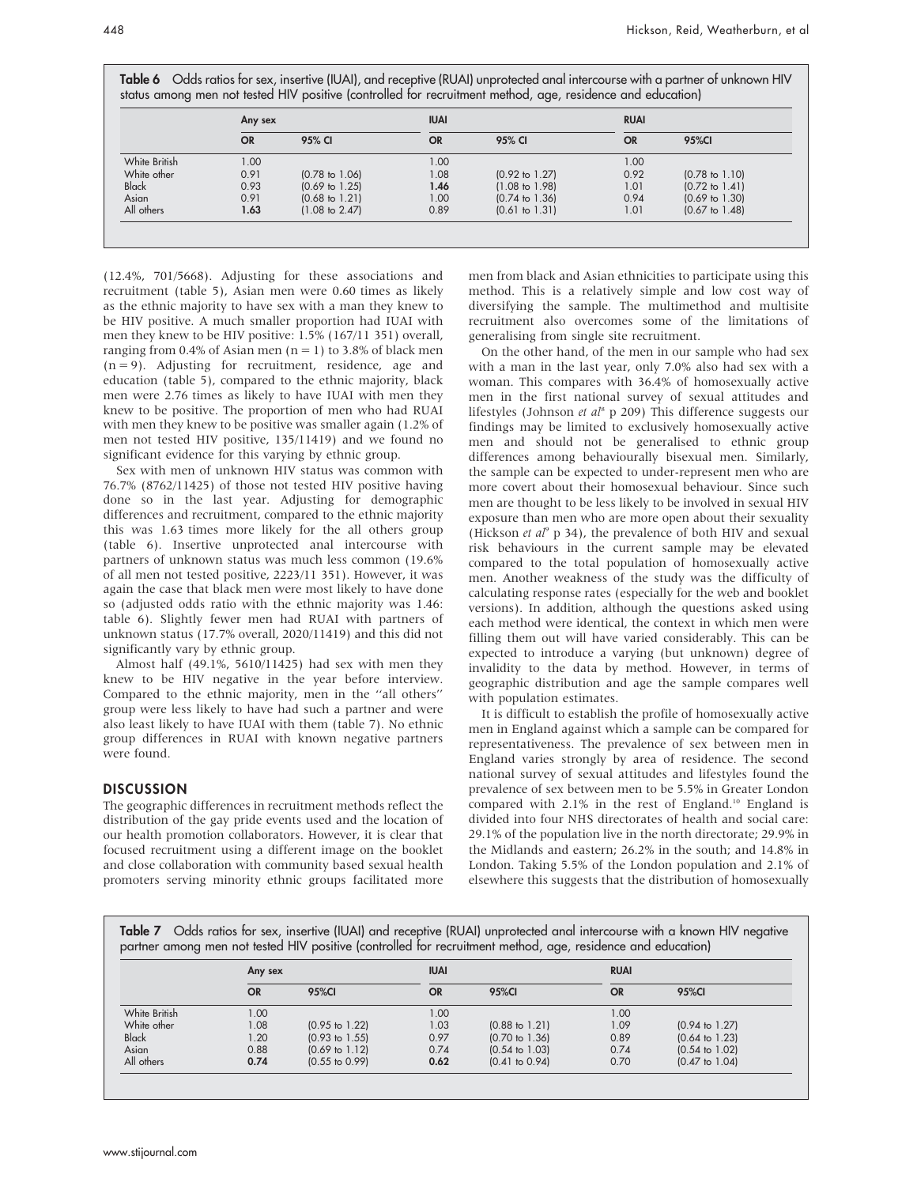**Table 6** Odds ratios for sex, insertive (IUAI), and receptive (RUAI) unprotected anal intercourse with a partner of unknown HIV status among men not tested HIV positive (controlled for recruitment method, age, residence and education)

| | Any sex | | IUAI | | RUAI | |
|---|---|---|---|---|---|---|
| | OR | 95% CI | OR | 95% CI | OR | 95%CI |
| White British | 1.00 | | 1.00 | | 1.00 | |
| White other | 0.91 | (0.78 to 1.06) | 1.08 | (0.92 to 1.27) | 0.92 | (0.78 to 1.10) |
| Black | 0.93 | (0.69 to 1.25) | **1.46** | (1.08 to 1.98) | 1.01 | (0.72 to 1.41) |
| Asian | 0.91 | (0.68 to 1.21) | 1.00 | (0.74 to 1.36) | 0.94 | (0.69 to 1.30) |
| All others | **1.63** | (1.08 to 2.47) | 0.89 | (0.61 to 1.31) | 1.01 | (0.67 to 1.48) |

(12.4%, 701/5668). Adjusting for these associations and recruitment (table 5), Asian men were 0.60 times as likely as the ethnic majority to have sex with a man they knew to be HIV positive. A much smaller proportion had IUAI with men they knew to be HIV positive: 1.5% (167/11 351) overall, ranging from 0.4% of Asian men (n = 1) to 3.8% of black men (n = 9). Adjusting for recruitment, residence, age and education (table 5), compared to the ethnic majority, black men were 2.76 times as likely to have IUAI with men they knew to be positive. The proportion of men who had RUAI with men they knew to be positive was smaller again (1.2% of men not tested HIV positive, 135/11419) and we found no significant evidence for this varying by ethnic group.

Sex with men of unknown HIV status was common with 76.7% (8762/11425) of those not tested HIV positive having done so in the last year. Adjusting for demographic differences and recruitment, compared to the ethnic majority this was 1.63 times more likely for the all others group (table 6). Insertive unprotected anal intercourse with partners of unknown status was much less common (19.6% of all men not tested positive, 2223/11 351). However, it was again the case that black men were most likely to have done so (adjusted odds ratio with the ethnic majority was 1.46: table 6). Slightly fewer men had RUAI with partners of unknown status (17.7% overall, 2020/11419) and this did not significantly vary by ethnic group.

Almost half (49.1%, 5610/11425) had sex with men they knew to be HIV negative in the year before interview. Compared to the ethnic majority, men in the "all others" group were less likely to have had such a partner and were also least likely to have IUAI with them (table 7). No ethnic group differences in RUAI with known negative partners were found.

## DISCUSSION

The geographic differences in recruitment methods reflect the distribution of the gay pride events used and the location of our health promotion collaborators. However, it is clear that focused recruitment using a different image on the booklet and close collaboration with community based sexual health promoters serving minority ethnic groups facilitated more men from black and Asian ethnicities to participate using this method. This is a relatively simple and low cost way of diversifying the sample. The multimethod and multisite recruitment also overcomes some of the limitations of generalising from single site recruitment.

On the other hand, of the men in our sample who had sex with a man in the last year, only 7.0% also had sex with a woman. This compares with 36.4% of homosexually active men in the first national survey of sexual attitudes and lifestyles (Johnson *et al*[8] p 209) This difference suggests our findings may be limited to exclusively homosexually active men and should not be generalised to ethnic group differences among behaviourally bisexual men. Similarly, the sample can be expected to under-represent men who are more covert about their homosexual behaviour. Since such men are thought to be less likely to be involved in sexual HIV exposure than men who are more open about their sexuality (Hickson *et al*[9] p 34), the prevalence of both HIV and sexual risk behaviours in the current sample may be elevated compared to the total population of homosexually active men. Another weakness of the study was the difficulty of calculating response rates (especially for the web and booklet versions). In addition, although the questions asked using each method were identical, the context in which men were filling them out will have varied considerably. This can be expected to introduce a varying (but unknown) degree of invalidity to the data by method. However, in terms of geographic distribution and age the sample compares well with population estimates.

It is difficult to establish the profile of homosexually active men in England against which a sample can be compared for representativeness. The prevalence of sex between men in England varies strongly by area of residence. The second national survey of sexual attitudes and lifestyles found the prevalence of sex between men to be 5.5% in Greater London compared with 2.1% in the rest of England.[10] England is divided into four NHS directorates of health and social care: 29.1% of the population live in the north directorate; 29.9% in the Midlands and eastern; 26.2% in the south; and 14.8% in London. Taking 5.5% of the London population and 2.1% of elsewhere this suggests that the distribution of homosexually

**Table 7** Odds ratios for sex, insertive (IUAI) and receptive (RUAI) unprotected anal intercourse with a known HIV negative partner among men not tested HIV positive (controlled for recruitment method, age, residence and education)

| | Any sex | | IUAI | | RUAI | |
|---|---|---|---|---|---|---|
| | OR | 95%CI | OR | 95%CI | OR | 95%CI |
| White British | 1.00 | | 1.00 | | 1.00 | |
| White other | 1.08 | (0.95 to 1.22) | 1.03 | (0.88 to 1.21) | 1.09 | (0.94 to 1.27) |
| Black | 1.20 | (0.93 to 1.55) | 0.97 | (0.70 to 1.36) | 0.89 | (0.64 to 1.23) |
| Asian | 0.88 | (0.69 to 1.12) | 0.74 | (0.54 to 1.03) | 0.74 | (0.54 to 1.02) |
| All others | **0.74** | (0.55 to 0.99) | **0.62** | (0.41 to 0.94) | 0.70 | (0.47 to 1.04) |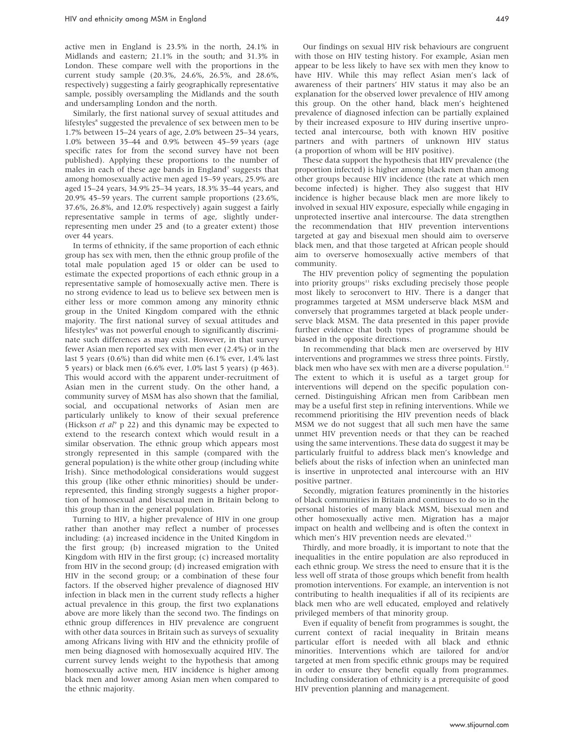active men in England is 23.5% in the north, 24.1% in Midlands and eastern; 21.1% in the south; and 31.3% in London. These compare well with the proportions in the current study sample (20.3%, 24.6%, 26.5%, and 28.6%, respectively) suggesting a fairly geographically representative sample, possibly oversampling the Midlands and the south and undersampling London and the north.

Similarly, the first national survey of sexual attitudes and lifestyles[8] suggested the prevalence of sex between men to be 1.7% between 15–24 years of age, 2.0% between 25–34 years, 1.0% between 35–44 and 0.9% between 45–59 years (age specific rates for from the second survey have not been published). Applying these proportions to the number of males in each of these age bands in England[7] suggests that among homosexually active men aged 15–59 years, 25.9% are aged 15–24 years, 34.9% 25–34 years, 18.3% 35–44 years, and 20.9% 45–59 years. The current sample proportions (23.6%, 37.6%, 26.8%, and 12.0% respectively) again suggest a fairly representative sample in terms of age, slightly underrepresenting men under 25 and (to a greater extent) those over 44 years.

In terms of ethnicity, if the same proportion of each ethnic group has sex with men, then the ethnic group profile of the total male population aged 15 or older can be used to estimate the expected proportions of each ethnic group in a representative sample of homosexually active men. There is no strong evidence to lead us to believe sex between men is either less or more common among any minority ethnic group in the United Kingdom compared with the ethnic majority. The first national survey of sexual attitudes and lifestyles[8] was not powerful enough to significantly discriminate such differences as may exist. However, in that survey fewer Asian men reported sex with men ever (2.4%) or in the last 5 years (0.6%) than did white men (6.1% ever, 1.4% last 5 years) or black men (6.6% ever, 1.0% last 5 years) (p 463). This would accord with the apparent under-recruitment of Asian men in the current study. On the other hand, a community survey of MSM has also shown that the familial, social, and occupational networks of Asian men are particularly unlikely to know of their sexual preference (Hickson *et al*[9] p 22) and this dynamic may be expected to extend to the research context which would result in a similar observation. The ethnic group which appears most strongly represented in this sample (compared with the general population) is the white other group (including white Irish). Since methodological considerations would suggest this group (like other ethnic minorities) should be underrepresented, this finding strongly suggests a higher proportion of homosexual and bisexual men in Britain belong to this group than in the general population.

Turning to HIV, a higher prevalence of HIV in one group rather than another may reflect a number of processes including: (a) increased incidence in the United Kingdom in the first group; (b) increased migration to the United Kingdom with HIV in the first group; (c) increased mortality from HIV in the second group; (d) increased emigration with HIV in the second group; or a combination of these four factors. If the observed higher prevalence of diagnosed HIV infection in black men in the current study reflects a higher actual prevalence in this group, the first two explanations above are more likely than the second two. The findings on ethnic group differences in HIV prevalence are congruent with other data sources in Britain such as surveys of sexuality among Africans living with HIV and the ethnicity profile of men being diagnosed with homosexually acquired HIV. The current survey lends weight to the hypothesis that among homosexually active men, HIV incidence is higher among black men and lower among Asian men when compared to the ethnic majority.

Our findings on sexual HIV risk behaviours are congruent with those on HIV testing history. For example, Asian men appear to be less likely to have sex with men they know to have HIV. While this may reflect Asian men's lack of awareness of their partners' HIV status it may also be an explanation for the observed lower prevalence of HIV among this group. On the other hand, black men's heightened prevalence of diagnosed infection can be partially explained by their increased exposure to HIV during insertive unprotected anal intercourse, both with known HIV positive partners and with partners of unknown HIV status (a proportion of whom will be HIV positive).

These data support the hypothesis that HIV prevalence (the proportion infected) is higher among black men than among other groups because HIV incidence (the rate at which men become infected) is higher. They also suggest that HIV incidence is higher because black men are more likely to involved in sexual HIV exposure, especially while engaging in unprotected insertive anal intercourse. The data strengthen the recommendation that HIV prevention interventions targeted at gay and bisexual men should aim to overserve black men, and that those targeted at African people should aim to overserve homosexually active members of that community.

The HIV prevention policy of segmenting the population into priority groups[11] risks excluding precisely those people most likely to seroconvert to HIV. There is a danger that programmes targeted at MSM underserve black MSM and conversely that programmes targeted at black people underserve black MSM. The data presented in this paper provide further evidence that both types of programme should be biased in the opposite directions.

In recommending that black men are overserved by HIV interventions and programmes we stress three points. Firstly, black men who have sex with men are a diverse population.[12] The extent to which it is useful as a target group for interventions will depend on the specific population concerned. Distinguishing African men from Caribbean men may be a useful first step in refining interventions. While we recommend prioritising the HIV prevention needs of black MSM we do not suggest that all such men have the same unmet HIV prevention needs or that they can be reached using the same interventions. These data do suggest it may be particularly fruitful to address black men's knowledge and beliefs about the risks of infection when an uninfected man is insertive in unprotected anal intercourse with an HIV positive partner.

Secondly, migration features prominently in the histories of black communities in Britain and continues to do so in the personal histories of many black MSM, bisexual men and other homosexually active men. Migration has a major impact on health and wellbeing and is often the context in which men's HIV prevention needs are elevated.[13]

Thirdly, and more broadly, it is important to note that the inequalities in the entire population are also reproduced in each ethnic group. We stress the need to ensure that it is the less well off strata of those groups which benefit from health promotion interventions. For example, an intervention is not contributing to health inequalities if all of its recipients are black men who are well educated, employed and relatively privileged members of that minority group.

Even if equality of benefit from programmes is sought, the current context of racial inequality in Britain means particular effort is needed with all black and ethnic minorities. Interventions which are tailored for and/or targeted at men from specific ethnic groups may be required in order to ensure they benefit equally from programmes. Including consideration of ethnicity is a prerequisite of good HIV prevention planning and management.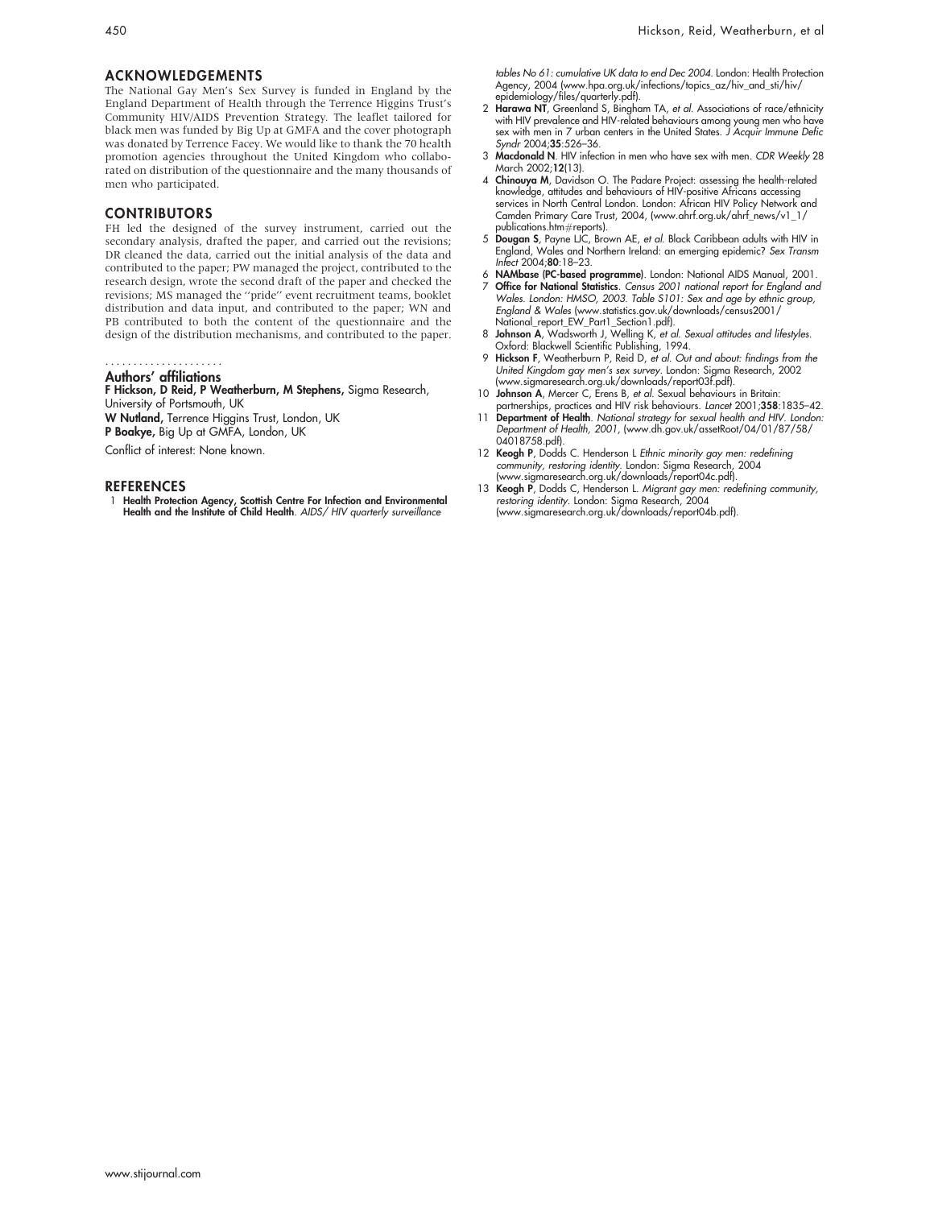## ACKNOWLEDGEMENTS

The National Gay Men's Sex Survey is funded in England by the England Department of Health through the Terrence Higgins Trust's Community HIV/AIDS Prevention Strategy. The leaflet tailored for black men was funded by Big Up at GMFA and the cover photograph was donated by Terrence Facey. We would like to thank the 70 health promotion agencies throughout the United Kingdom who collaborated on distribution of the questionnaire and the many thousands of men who participated.

## CONTRIBUTORS

FH led the designed of the survey instrument, carried out the secondary analysis, drafted the paper, and carried out the revisions; DR cleaned the data, carried out the initial analysis of the data and contributed to the paper; PW managed the project, contributed to the research design, wrote the second draft of the paper and checked the revisions; MS managed the ''pride'' event recruitment teams, booklet distribution and data input, and contributed to the paper; WN and PB contributed to both the content of the questionnaire and the design of the distribution mechanisms, and contributed to the paper.

### Authors' affiliations

**F Hickson, D Reid, P Weatherburn, M Stephens,** Sigma Research, University of Portsmouth, UK
**W Nutland,** Terrence Higgins Trust, London, UK
**P Boakye,** Big Up at GMFA, London, UK

Conflict of interest: None known.

## REFERENCES

1. **Health Protection Agency, Scottish Centre For Infection and Environmental Health and the Institute of Child Health**. *AIDS/ HIV quarterly surveillance tables No 61: cumulative UK data to end Dec 2004.* London: Health Protection Agency, 2004 (www.hpa.org.uk/infections/topics_az/hiv_and_sti/hiv/epidemiology/files/quarterly.pdf).
2. **Harawa NT**, Greenland S, Bingham TA, *et al.* Associations of race/ethnicity with HIV prevalence and HIV-related behaviours among young men who have sex with men in 7 urban centers in the United States. *J Acquir Immune Defic Syndr* 2004;**35**:526–36.
3. **Macdonald N**. HIV infection in men who have sex with men. *CDR Weekly* 28 March 2002;**12**(13).
4. **Chinouya M**, Davidson O. The Padare Project: assessing the health-related knowledge, attitudes and behaviours of HIV-positive Africans accessing services in North Central London. London: African HIV Policy Network and Camden Primary Care Trust, 2004, (www.ahrf.org.uk/ahrf_news/v1_1/publications.htm#reports).
5. **Dougan S**, Payne LJC, Brown AE, *et al.* Black Caribbean adults with HIV in England, Wales and Northern Ireland: an emerging epidemic? *Sex Transm Infect* 2004;**80**:18–23.
6. **NAMbase (PC-based programme)**. London: National AIDS Manual, 2001.
7. **Office for National Statistics**. *Census 2001 national report for England and Wales. London: HMSO, 2003. Table S101: Sex and age by ethnic group, England & Wales* (www.statistics.gov.uk/downloads/census2001/National_report_EW_Part1_Section1.pdf).
8. **Johnson A**, Wadsworth J, Welling K, *et al. Sexual attitudes and lifestyles.* Oxford: Blackwell Scientific Publishing, 1994.
9. **Hickson F**, Weatherburn P, Reid D, *et al. Out and about: findings from the United Kingdom gay men's sex survey*. London: Sigma Research, 2002 (www.sigmaresearch.org.uk/downloads/report03f.pdf).
10. **Johnson A**, Mercer C, Erens B, *et al.* Sexual behaviours in Britain: partnerships, practices and HIV risk behaviours. *Lancet* 2001;**358**:1835–42.
11. **Department of Health**. *National strategy for sexual health and HIV. London: Department of Health, 2001*, (www.dh.gov.uk/assetRoot/04/01/87/58/04018758.pdf).
12. **Keogh P**, Dodds C. Henderson L *Ethnic minority gay men: redefining community, restoring identity*. London: Sigma Research, 2004 (www.sigmaresearch.org.uk/downloads/report04c.pdf).
13. **Keogh P**, Dodds C, Henderson L. *Migrant gay men: redefining community, restoring identity*. London: Sigma Research, 2004 (www.sigmaresearch.org.uk/downloads/report04b.pdf).